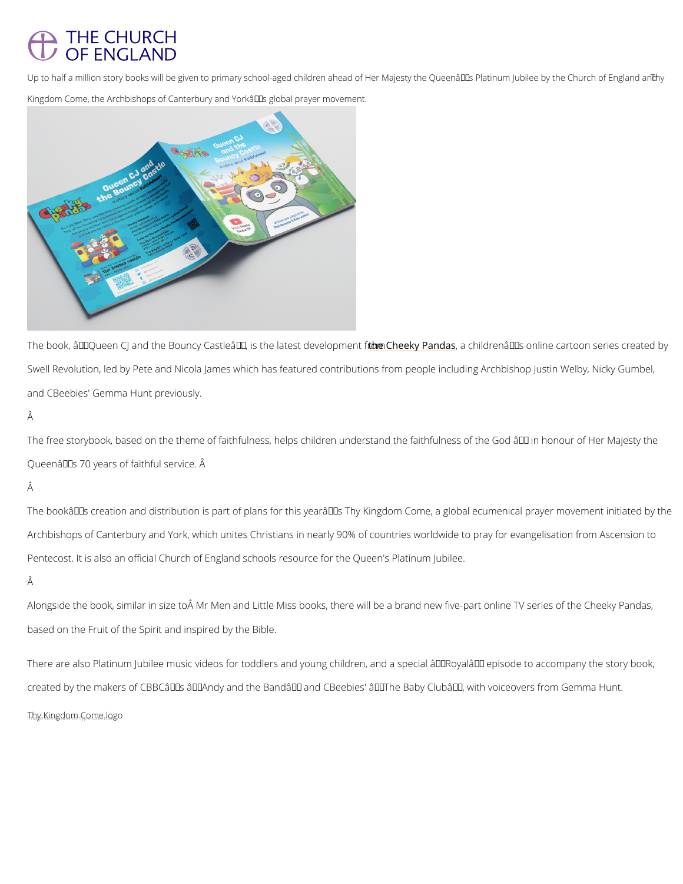THE CHURCH OF ENGLAND

Up to half a million story books will be given to primary school-aged children ahead of Her Majesty the Queenâs Platinum Jubilee by the Church of England and Thy Kingdom Come, the Archbishops of Canterbury and Yorkâs global prayer movement.

The book, âQueen CJ and the Bouncy Castleâ, is the latest development from the Cheeky Pandas, a childrenâs online cartoon series created by Swell Revolution, led by Pete and Nicola James which has featured contributions from people including Archbishop Justin Welby, Nicky Gumbel, and CBeebies' Gemma Hunt previously.

Â

The free storybook, based on the theme of faithfulness, helps children understand the faithfulness of the God â in honour of Her Majesty the Queenâs 70 years of faithful service. Â

Â

The bookâs creation and distribution is part of plans for this yearâs Thy Kingdom Come, a global ecumenical prayer movement initiated by the Archbishops of Canterbury and York, which unites Christians in nearly 90% of countries worldwide to pray for evangelisation from Ascension to Pentecost. It is also an official Church of England schools resource for the Queen's Platinum Jubilee.

Â

Alongside the book, similar in size toÂ Mr Men and Little Miss books, there will be a brand new five-part online TV series of the Cheeky Pandas, based on the Fruit of the Spirit and inspired by the Bible.

There are also Platinum Jubilee music videos for toddlers and young children, and a special âRoyalâ episode to accompany the story book, created by the makers of CBBCâs âAndy and the Bandâ and CBeebies' âThe Baby Clubâ, with voiceovers from Gemma Hunt.

Thy Kingdom Come logo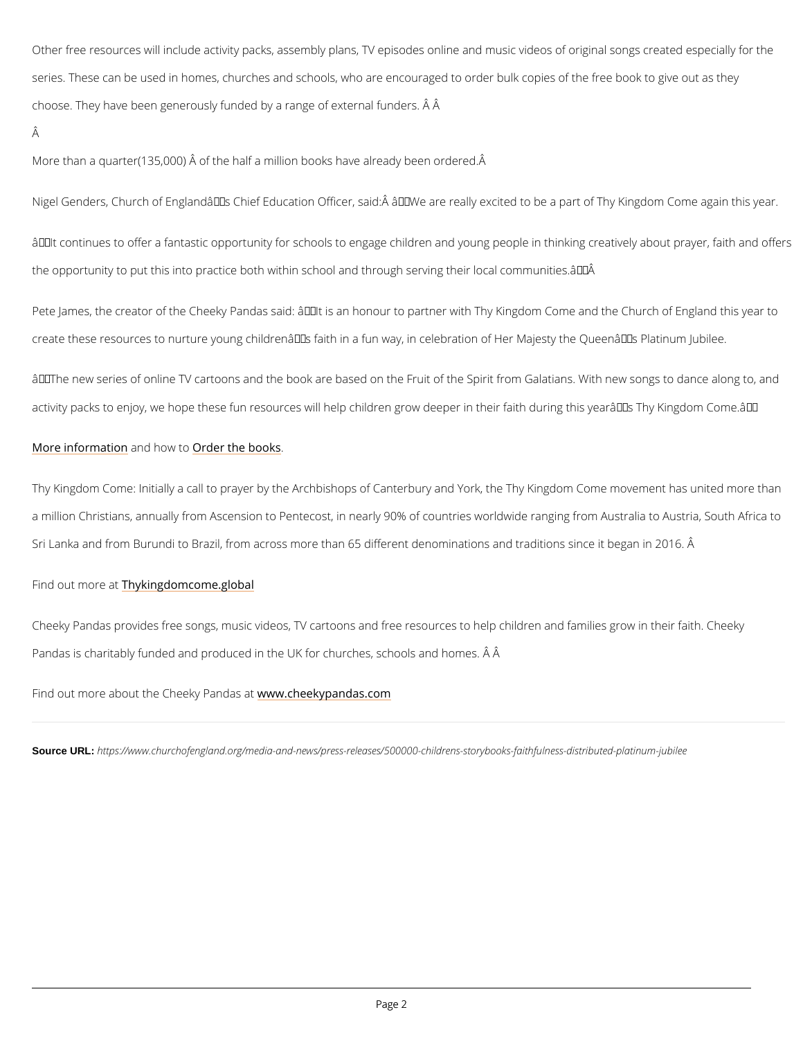Other free resources will include activity packs, assembly plans, TV episodes online and music videos of original songs created especially for the series. These can be used in homes, churches and schools, who are encouraged to order bulk copies of the free book to give out as they choose. They have been generously funded by a range of external funders.  

More than a quarter(135,000)  of the half a million books have already been ordered.

Nigel Genders, Church of England's Chief Education Officer, said:  "We are really excited to be a part of Thy Kingdom Come again this year.

"It continues to offer a fantastic opportunity for schools to engage children and young people in thinking creatively about prayer, faith and offers the opportunity to put this into practice both within school and through serving their local communities."

Pete James, the creator of the Cheeky Pandas said: "It is an honour to partner with Thy Kingdom Come and the Church of England this year to create these resources to nurture young children's faith in a fun way, in celebration of Her Majesty the Queen's Platinum Jubilee.

"The new series of online TV cartoons and the book are based on the Fruit of the Spirit from Galatians. With new songs to dance along to, and activity packs to enjoy, we hope these fun resources will help children grow deeper in their faith during this year's Thy Kingdom Come."

More information and how to Order the books.

Thy Kingdom Come: Initially a call to prayer by the Archbishops of Canterbury and York, the Thy Kingdom Come movement has united more than a million Christians, annually from Ascension to Pentecost, in nearly 90% of countries worldwide ranging from Australia to Austria, South Africa to Sri Lanka and from Burundi to Brazil, from across more than 65 different denominations and traditions since it began in 2016.

Find out more at Thykingdomcome.global

Cheeky Pandas provides free songs, music videos, TV cartoons and free resources to help children and families grow in their faith. Cheeky Pandas is charitably funded and produced in the UK for churches, schools and homes.

Find out more about the Cheeky Pandas at www.cheekypandas.com

**Source URL:** *https://www.churchofengland.org/media-and-news/press-releases/500000-childrens-storybooks-faithfulness-distributed-platinum-jubilee*